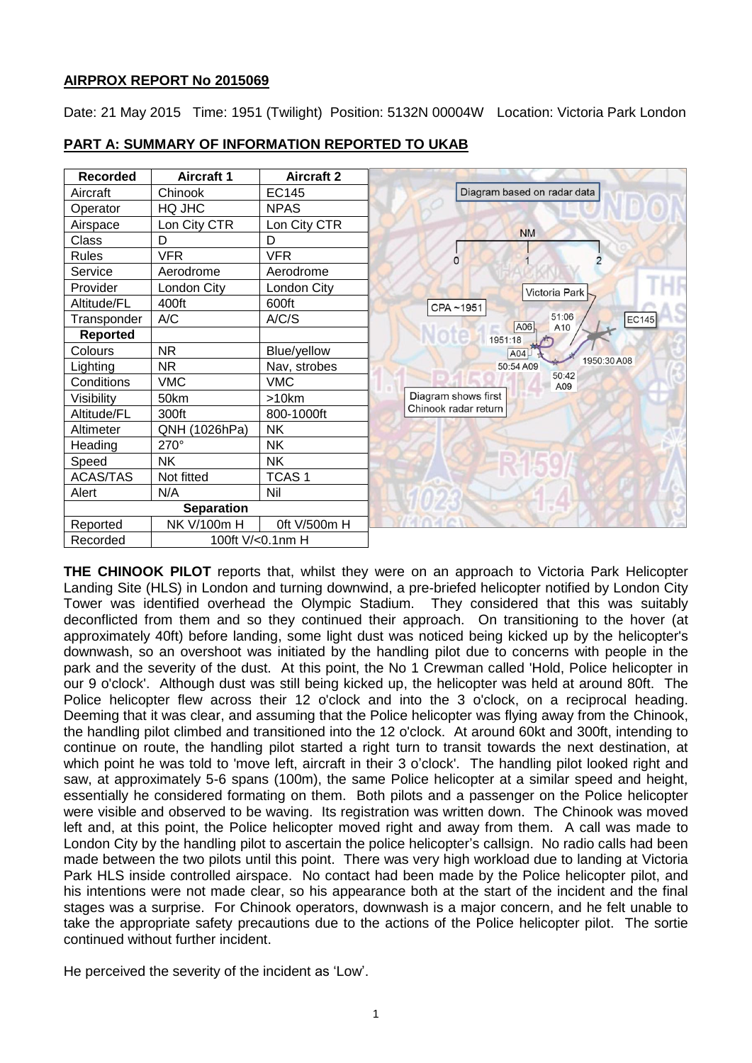**AIRPROX REPORT No 2015069**

Date: 21 May 2015 Time: 1951 (Twilight) Position: 5132N 00004W Location: Victoria Park London

## PART A: SUMMARY OF INFORMATION REPORTED TO UKAB

| Recorded | Aircraft 1 | Aircraft 2 |
|---|---|---|
| Aircraft | Chinook | EC145 |
| Operator | HQ JHC | NPAS |
| Airspace | Lon City CTR | Lon City CTR |
| Class | D | D |
| Rules | VFR | VFR |
| Service | Aerodrome | Aerodrome |
| Provider | London City | London City |
| Altitude/FL | 400ft | 600ft |
| Transponder | A/C | A/C/S |
| **Reported** | | |
| Colours | NR | Blue/yellow |
| Lighting | NR | Nav, strobes |
| Conditions | VMC | VMC |
| Visibility | 50km | >10km |
| Altitude/FL | 300ft | 800-1000ft |
| Altimeter | QNH (1026hPa) | NK |
| Heading | 270° | NK |
| Speed | NK | NK |
| ACAS/TAS | Not fitted | TCAS 1 |
| Alert | N/A | Nil |
| **Separation** | | |
| Reported | NK V/100m H | 0ft V/500m H |
| Recorded | 100ft V/<0.1nm H | |

Diagram based on radar data

**THE CHINOOK PILOT** reports that, whilst they were on an approach to Victoria Park Helicopter Landing Site (HLS) in London and turning downwind, a pre-briefed helicopter notified by London City Tower was identified overhead the Olympic Stadium. They considered that this was suitably deconflicted from them and so they continued their approach. On transitioning to the hover (at approximately 40ft) before landing, some light dust was noticed being kicked up by the helicopter's downwash, so an overshoot was initiated by the handling pilot due to concerns with people in the park and the severity of the dust. At this point, the No 1 Crewman called 'Hold, Police helicopter in our 9 o'clock'. Although dust was still being kicked up, the helicopter was held at around 80ft. The Police helicopter flew across their 12 o'clock and into the 3 o'clock, on a reciprocal heading. Deeming that it was clear, and assuming that the Police helicopter was flying away from the Chinook, the handling pilot climbed and transitioned into the 12 o'clock. At around 60kt and 300ft, intending to continue on route, the handling pilot started a right turn to transit towards the next destination, at which point he was told to 'move left, aircraft in their 3 o'clock'. The handling pilot looked right and saw, at approximately 5-6 spans (100m), the same Police helicopter at a similar speed and height, essentially he considered formating on them. Both pilots and a passenger on the Police helicopter were visible and observed to be waving. Its registration was written down. The Chinook was moved left and, at this point, the Police helicopter moved right and away from them. A call was made to London City by the handling pilot to ascertain the police helicopter's callsign. No radio calls had been made between the two pilots until this point. There was very high workload due to landing at Victoria Park HLS inside controlled airspace. No contact had been made by the Police helicopter pilot, and his intentions were not made clear, so his appearance both at the start of the incident and the final stages was a surprise. For Chinook operators, downwash is a major concern, and he felt unable to take the appropriate safety precautions due to the actions of the Police helicopter pilot. The sortie continued without further incident.

He perceived the severity of the incident as 'Low'.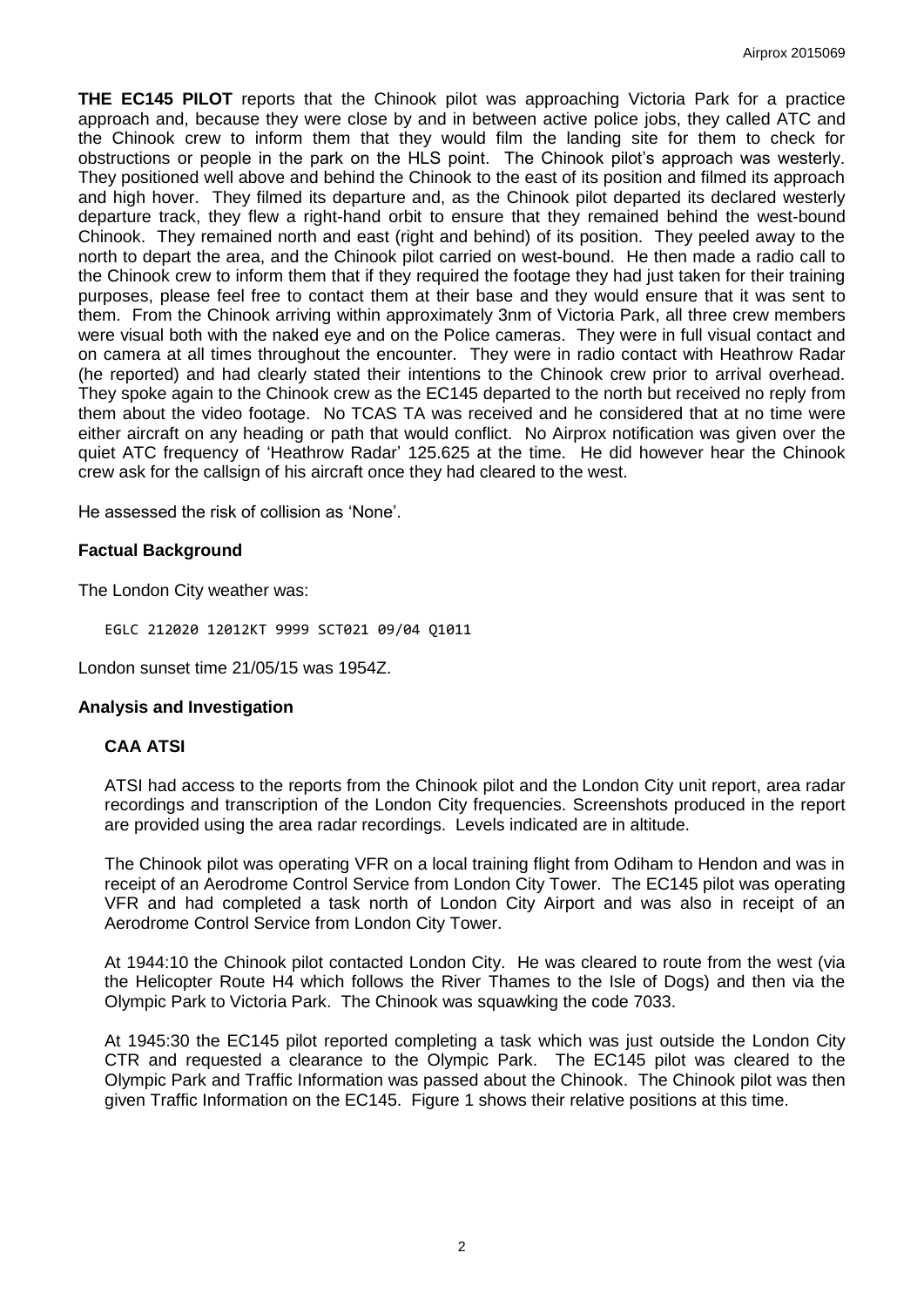**THE EC145 PILOT** reports that the Chinook pilot was approaching Victoria Park for a practice approach and, because they were close by and in between active police jobs, they called ATC and the Chinook crew to inform them that they would film the landing site for them to check for obstructions or people in the park on the HLS point. The Chinook pilot's approach was westerly. They positioned well above and behind the Chinook to the east of its position and filmed its approach and high hover. They filmed its departure and, as the Chinook pilot departed its declared westerly departure track, they flew a right-hand orbit to ensure that they remained behind the west-bound Chinook. They remained north and east (right and behind) of its position. They peeled away to the north to depart the area, and the Chinook pilot carried on west-bound. He then made a radio call to the Chinook crew to inform them that if they required the footage they had just taken for their training purposes, please feel free to contact them at their base and they would ensure that it was sent to them. From the Chinook arriving within approximately 3nm of Victoria Park, all three crew members were visual both with the naked eye and on the Police cameras. They were in full visual contact and on camera at all times throughout the encounter. They were in radio contact with Heathrow Radar (he reported) and had clearly stated their intentions to the Chinook crew prior to arrival overhead. They spoke again to the Chinook crew as the EC145 departed to the north but received no reply from them about the video footage. No TCAS TA was received and he considered that at no time were either aircraft on any heading or path that would conflict. No Airprox notification was given over the quiet ATC frequency of 'Heathrow Radar' 125.625 at the time. He did however hear the Chinook crew ask for the callsign of his aircraft once they had cleared to the west.

He assessed the risk of collision as 'None'.

## Factual Background

The London City weather was:

```
EGLC 212020 12012KT 9999 SCT021 09/04 Q1011
```

London sunset time 21/05/15 was 1954Z.

## Analysis and Investigation

### CAA ATSI

ATSI had access to the reports from the Chinook pilot and the London City unit report, area radar recordings and transcription of the London City frequencies. Screenshots produced in the report are provided using the area radar recordings. Levels indicated are in altitude.

The Chinook pilot was operating VFR on a local training flight from Odiham to Hendon and was in receipt of an Aerodrome Control Service from London City Tower. The EC145 pilot was operating VFR and had completed a task north of London City Airport and was also in receipt of an Aerodrome Control Service from London City Tower.

At 1944:10 the Chinook pilot contacted London City. He was cleared to route from the west (via the Helicopter Route H4 which follows the River Thames to the Isle of Dogs) and then via the Olympic Park to Victoria Park. The Chinook was squawking the code 7033.

At 1945:30 the EC145 pilot reported completing a task which was just outside the London City CTR and requested a clearance to the Olympic Park. The EC145 pilot was cleared to the Olympic Park and Traffic Information was passed about the Chinook. The Chinook pilot was then given Traffic Information on the EC145. Figure 1 shows their relative positions at this time.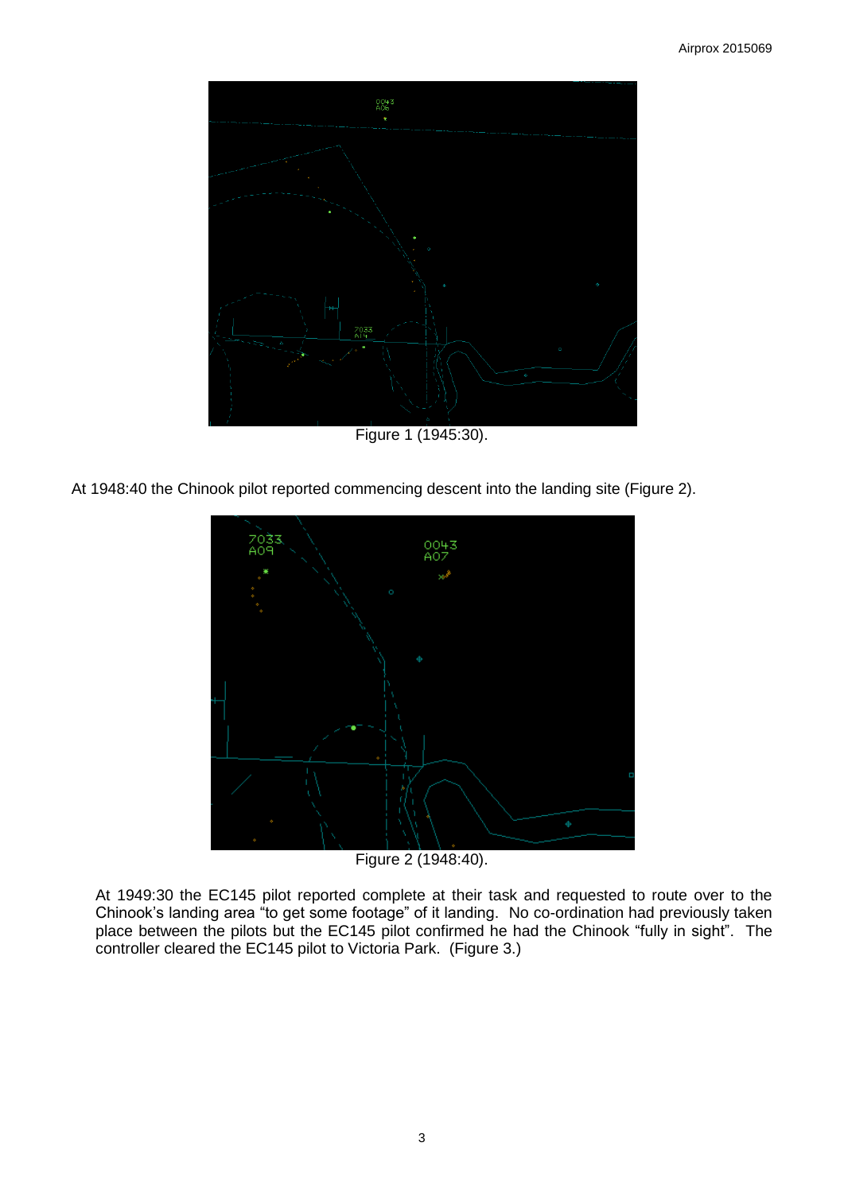Figure 1 (1945:30).

At 1948:40 the Chinook pilot reported commencing descent into the landing site (Figure 2).

Figure 2 (1948:40).

At 1949:30 the EC145 pilot reported complete at their task and requested to route over to the Chinook's landing area "to get some footage" of it landing. No co-ordination had previously taken place between the pilots but the EC145 pilot confirmed he had the Chinook "fully in sight". The controller cleared the EC145 pilot to Victoria Park. (Figure 3.)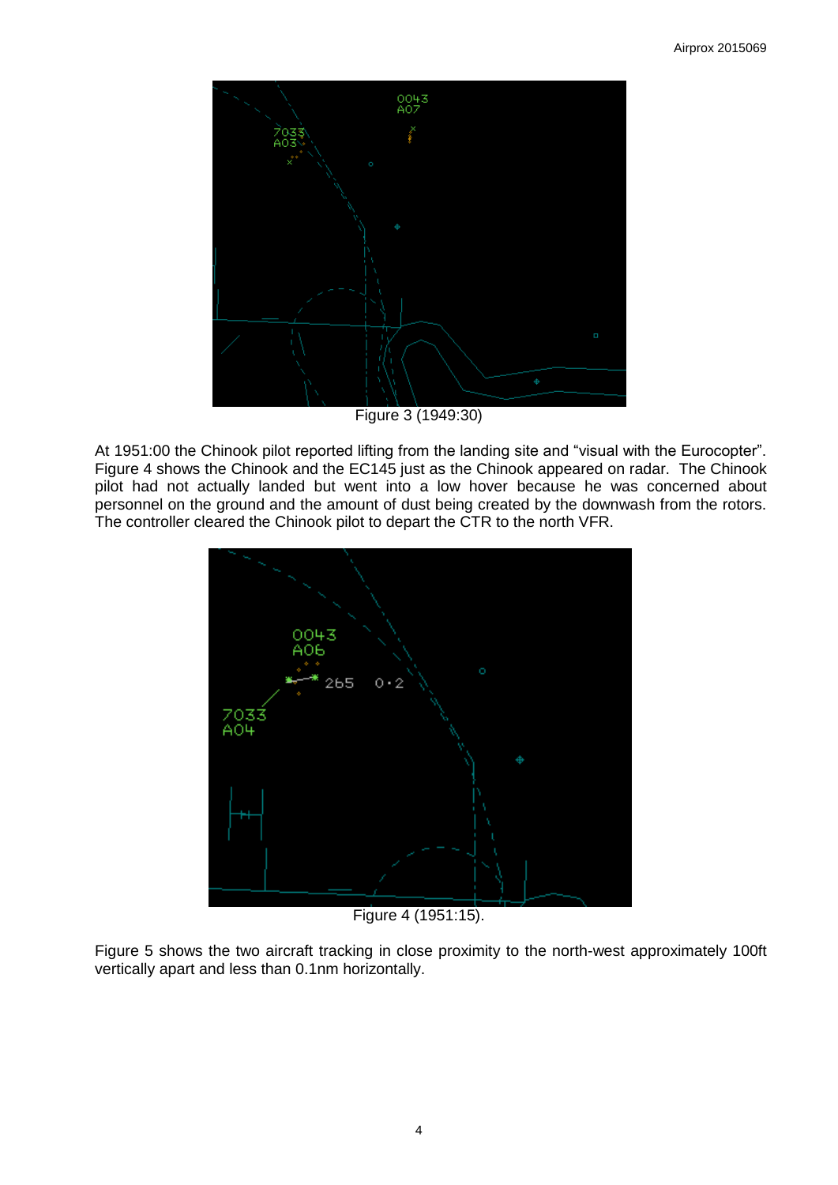Figure 3 (1949:30)

At 1951:00 the Chinook pilot reported lifting from the landing site and “visual with the Eurocopter”. Figure 4 shows the Chinook and the EC145 just as the Chinook appeared on radar. The Chinook pilot had not actually landed but went into a low hover because he was concerned about personnel on the ground and the amount of dust being created by the downwash from the rotors. The controller cleared the Chinook pilot to depart the CTR to the north VFR.

Figure 4 (1951:15).

Figure 5 shows the two aircraft tracking in close proximity to the north-west approximately 100ft vertically apart and less than 0.1nm horizontally.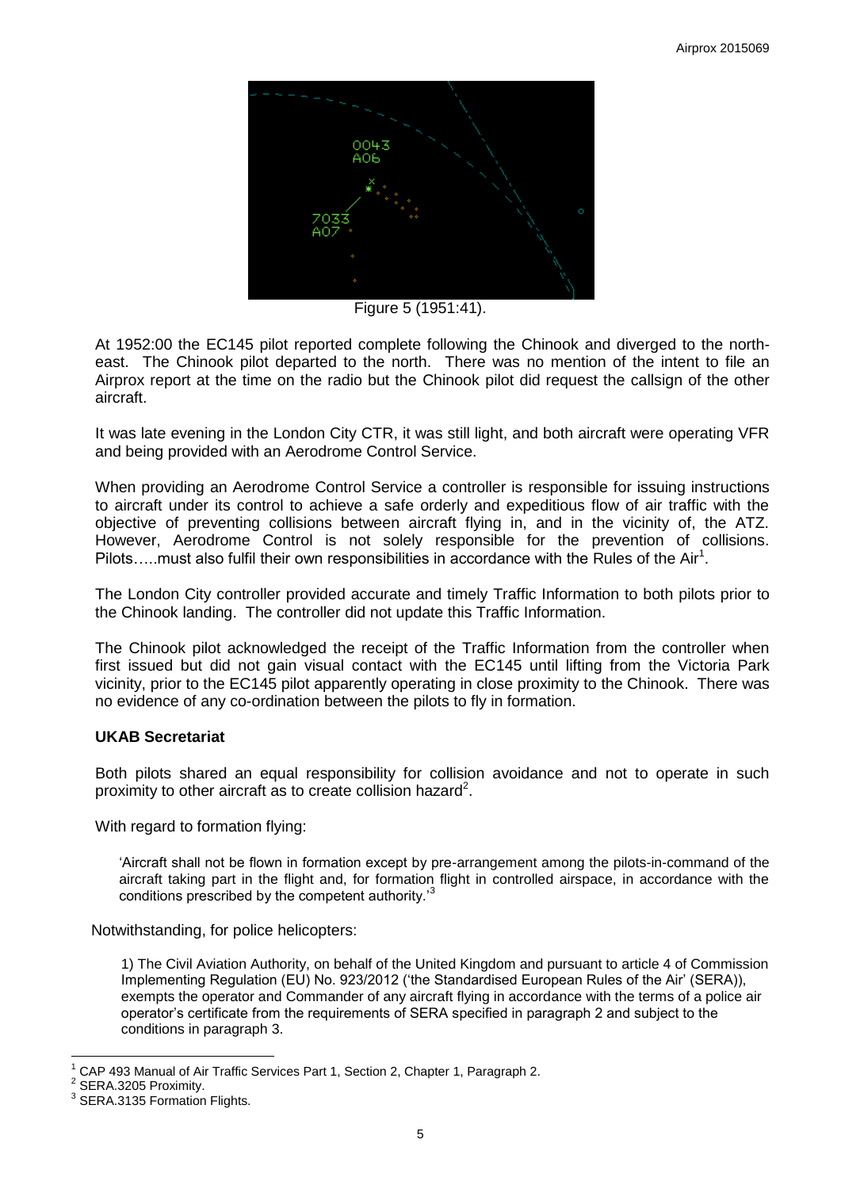Figure 5 (1951:41).

At 1952:00 the EC145 pilot reported complete following the Chinook and diverged to the north-east. The Chinook pilot departed to the north. There was no mention of the intent to file an Airprox report at the time on the radio but the Chinook pilot did request the callsign of the other aircraft.

It was late evening in the London City CTR, it was still light, and both aircraft were operating VFR and being provided with an Aerodrome Control Service.

When providing an Aerodrome Control Service a controller is responsible for issuing instructions to aircraft under its control to achieve a safe orderly and expeditious flow of air traffic with the objective of preventing collisions between aircraft flying in, and in the vicinity of, the ATZ. However, Aerodrome Control is not solely responsible for the prevention of collisions. Pilots…..must also fulfil their own responsibilities in accordance with the Rules of the Air[1].

The London City controller provided accurate and timely Traffic Information to both pilots prior to the Chinook landing. The controller did not update this Traffic Information.

The Chinook pilot acknowledged the receipt of the Traffic Information from the controller when first issued but did not gain visual contact with the EC145 until lifting from the Victoria Park vicinity, prior to the EC145 pilot apparently operating in close proximity to the Chinook. There was no evidence of any co-ordination between the pilots to fly in formation.

### UKAB Secretariat

Both pilots shared an equal responsibility for collision avoidance and not to operate in such proximity to other aircraft as to create collision hazard[2].

With regard to formation flying:

> 'Aircraft shall not be flown in formation except by pre-arrangement among the pilots-in-command of the aircraft taking part in the flight and, for formation flight in controlled airspace, in accordance with the conditions prescribed by the competent authority.'[3]

Notwithstanding, for police helicopters:

> 1) The Civil Aviation Authority, on behalf of the United Kingdom and pursuant to article 4 of Commission Implementing Regulation (EU) No. 923/2012 ('the Standardised European Rules of the Air' (SERA)), exempts the operator and Commander of any aircraft flying in accordance with the terms of a police air operator's certificate from the requirements of SERA specified in paragraph 2 and subject to the conditions in paragraph 3.

---

[1] CAP 493 Manual of Air Traffic Services Part 1, Section 2, Chapter 1, Paragraph 2.

[2] SERA.3205 Proximity.

[3] SERA.3135 Formation Flights.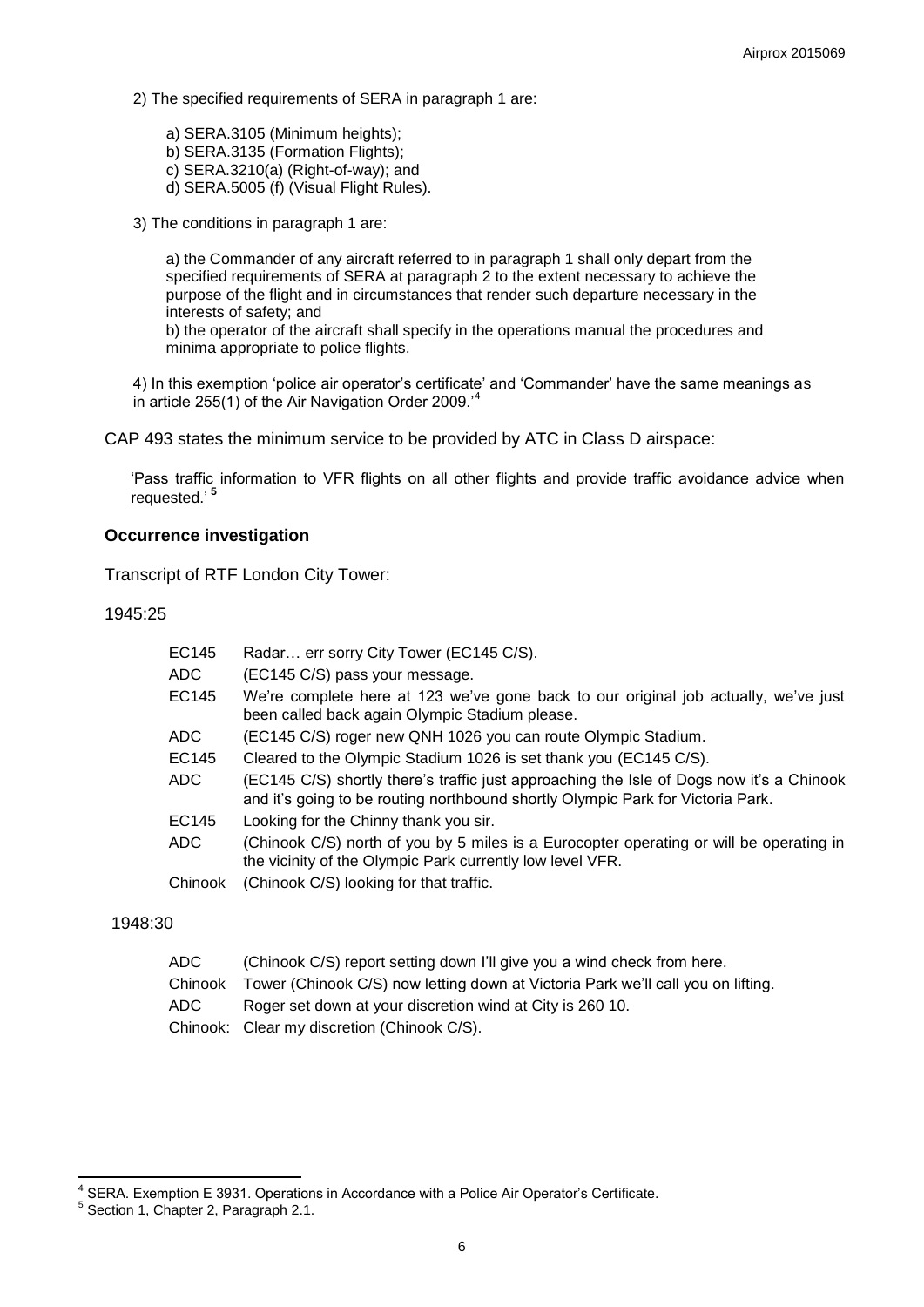2) The specified requirements of SERA in paragraph 1 are:

a) SERA.3105 (Minimum heights);
b) SERA.3135 (Formation Flights);
c) SERA.3210(a) (Right-of-way); and
d) SERA.5005 (f) (Visual Flight Rules).

3) The conditions in paragraph 1 are:

a) the Commander of any aircraft referred to in paragraph 1 shall only depart from the specified requirements of SERA at paragraph 2 to the extent necessary to achieve the purpose of the flight and in circumstances that render such departure necessary in the interests of safety; and
b) the operator of the aircraft shall specify in the operations manual the procedures and minima appropriate to police flights.

4) In this exemption 'police air operator's certificate' and 'Commander' have the same meanings as in article 255(1) of the Air Navigation Order 2009.'[4]

CAP 493 states the minimum service to be provided by ATC in Class D airspace:

'Pass traffic information to VFR flights on all other flights and provide traffic avoidance advice when requested.' [5]

## Occurrence investigation

Transcript of RTF London City Tower:

1945:25

| | |
|---|---|
| EC145 | Radar… err sorry City Tower (EC145 C/S). |
| ADC | (EC145 C/S) pass your message. |
| EC145 | We're complete here at 123 we've gone back to our original job actually, we've just been called back again Olympic Stadium please. |
| ADC | (EC145 C/S) roger new QNH 1026 you can route Olympic Stadium. |
| EC145 | Cleared to the Olympic Stadium 1026 is set thank you (EC145 C/S). |
| ADC | (EC145 C/S) shortly there's traffic just approaching the Isle of Dogs now it's a Chinook and it's going to be routing northbound shortly Olympic Park for Victoria Park. |
| EC145 | Looking for the Chinny thank you sir. |
| ADC | (Chinook C/S) north of you by 5 miles is a Eurocopter operating or will be operating in the vicinity of the Olympic Park currently low level VFR. |
| Chinook | (Chinook C/S) looking for that traffic. |

1948:30

| | |
|---|---|
| ADC | (Chinook C/S) report setting down I'll give you a wind check from here. |
| Chinook | Tower (Chinook C/S) now letting down at Victoria Park we'll call you on lifting. |
| ADC | Roger set down at your discretion wind at City is 260 10. |
| Chinook: | Clear my discretion (Chinook C/S). |

---

[4] SERA. Exemption E 3931. Operations in Accordance with a Police Air Operator's Certificate.

[5] Section 1, Chapter 2, Paragraph 2.1.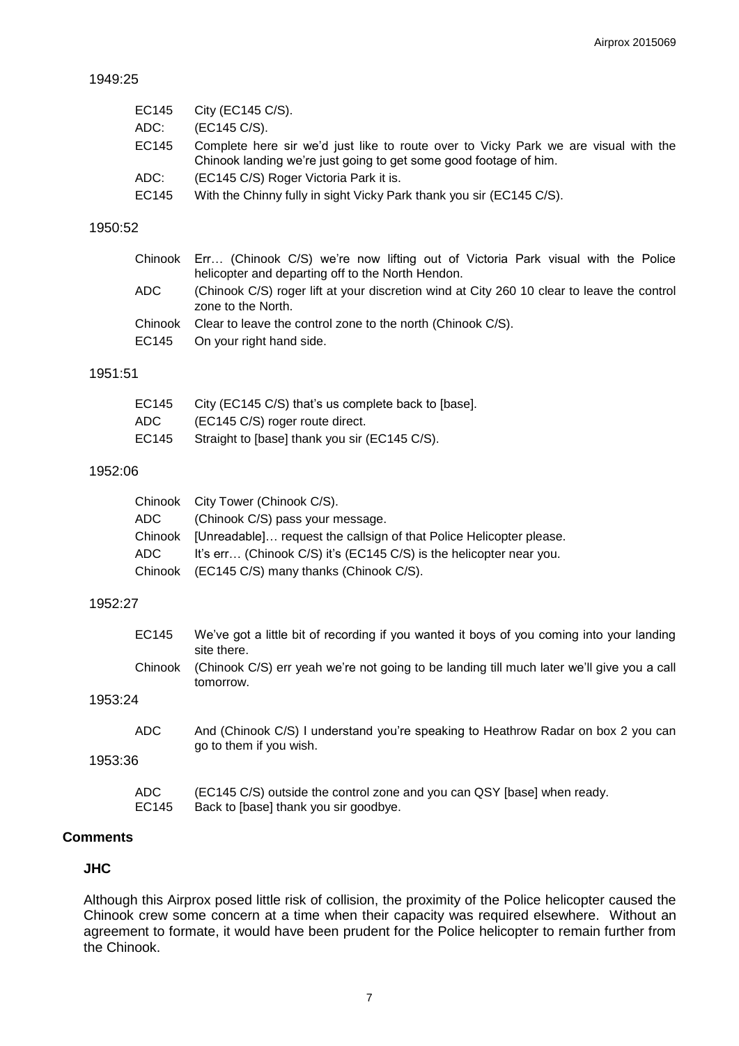1949:25

| | |
|---|---|
| EC145 | City (EC145 C/S). |
| ADC: | (EC145 C/S). |
| EC145 | Complete here sir we'd just like to route over to Vicky Park we are visual with the Chinook landing we're just going to get some good footage of him. |
| ADC: | (EC145 C/S) Roger Victoria Park it is. |
| EC145 | With the Chinny fully in sight Vicky Park thank you sir (EC145 C/S). |

1950:52

| | |
|---|---|
| Chinook | Err… (Chinook C/S) we're now lifting out of Victoria Park visual with the Police helicopter and departing off to the North Hendon. |
| ADC | (Chinook C/S) roger lift at your discretion wind at City 260 10 clear to leave the control zone to the North. |
| Chinook | Clear to leave the control zone to the north (Chinook C/S). |
| EC145 | On your right hand side. |

1951:51

| | |
|---|---|
| EC145 | City (EC145 C/S) that's us complete back to [base]. |
| ADC | (EC145 C/S) roger route direct. |
| EC145 | Straight to [base] thank you sir (EC145 C/S). |

1952:06

| | |
|---|---|
| Chinook | City Tower (Chinook C/S). |
| ADC | (Chinook C/S) pass your message. |
| Chinook | [Unreadable]… request the callsign of that Police Helicopter please. |
| ADC | It's err… (Chinook C/S) it's (EC145 C/S) is the helicopter near you. |
| Chinook | (EC145 C/S) many thanks (Chinook C/S). |

1952:27

| | |
|---|---|
| EC145 | We've got a little bit of recording if you wanted it boys of you coming into your landing site there. |
| Chinook | (Chinook C/S) err yeah we're not going to be landing till much later we'll give you a call tomorrow. |

1953:24

| | |
|---|---|
| ADC | And (Chinook C/S) I understand you're speaking to Heathrow Radar on box 2 you can go to them if you wish. |

1953:36

| | |
|---|---|
| ADC | (EC145 C/S) outside the control zone and you can QSY [base] when ready. |
| EC145 | Back to [base] thank you sir goodbye. |

## Comments

### JHC

Although this Airprox posed little risk of collision, the proximity of the Police helicopter caused the Chinook crew some concern at a time when their capacity was required elsewhere. Without an agreement to formate, it would have been prudent for the Police helicopter to remain further from the Chinook.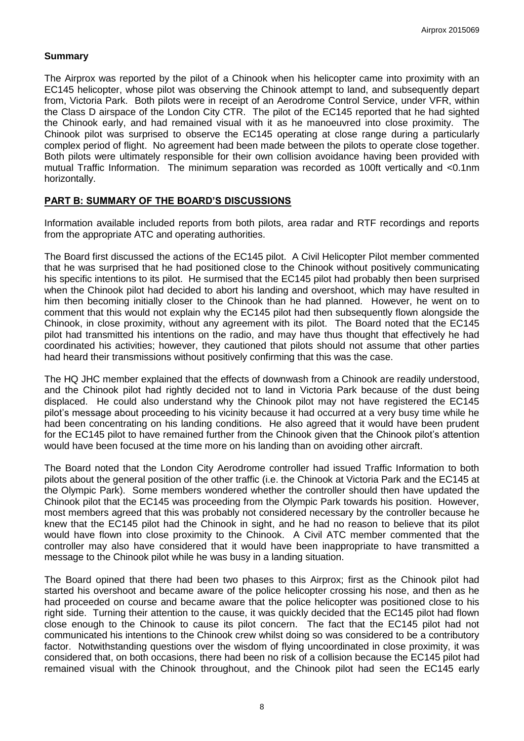**Summary**

The Airprox was reported by the pilot of a Chinook when his helicopter came into proximity with an EC145 helicopter, whose pilot was observing the Chinook attempt to land, and subsequently depart from, Victoria Park. Both pilots were in receipt of an Aerodrome Control Service, under VFR, within the Class D airspace of the London City CTR. The pilot of the EC145 reported that he had sighted the Chinook early, and had remained visual with it as he manoeuvred into close proximity. The Chinook pilot was surprised to observe the EC145 operating at close range during a particularly complex period of flight. No agreement had been made between the pilots to operate close together. Both pilots were ultimately responsible for their own collision avoidance having been provided with mutual Traffic Information. The minimum separation was recorded as 100ft vertically and <0.1nm horizontally.

## PART B: SUMMARY OF THE BOARD'S DISCUSSIONS

Information available included reports from both pilots, area radar and RTF recordings and reports from the appropriate ATC and operating authorities.

The Board first discussed the actions of the EC145 pilot. A Civil Helicopter Pilot member commented that he was surprised that he had positioned close to the Chinook without positively communicating his specific intentions to its pilot. He surmised that the EC145 pilot had probably then been surprised when the Chinook pilot had decided to abort his landing and overshoot, which may have resulted in him then becoming initially closer to the Chinook than he had planned. However, he went on to comment that this would not explain why the EC145 pilot had then subsequently flown alongside the Chinook, in close proximity, without any agreement with its pilot. The Board noted that the EC145 pilot had transmitted his intentions on the radio, and may have thus thought that effectively he had coordinated his activities; however, they cautioned that pilots should not assume that other parties had heard their transmissions without positively confirming that this was the case.

The HQ JHC member explained that the effects of downwash from a Chinook are readily understood, and the Chinook pilot had rightly decided not to land in Victoria Park because of the dust being displaced. He could also understand why the Chinook pilot may not have registered the EC145 pilot's message about proceeding to his vicinity because it had occurred at a very busy time while he had been concentrating on his landing conditions. He also agreed that it would have been prudent for the EC145 pilot to have remained further from the Chinook given that the Chinook pilot's attention would have been focused at the time more on his landing than on avoiding other aircraft.

The Board noted that the London City Aerodrome controller had issued Traffic Information to both pilots about the general position of the other traffic (i.e. the Chinook at Victoria Park and the EC145 at the Olympic Park). Some members wondered whether the controller should then have updated the Chinook pilot that the EC145 was proceeding from the Olympic Park towards his position. However, most members agreed that this was probably not considered necessary by the controller because he knew that the EC145 pilot had the Chinook in sight, and he had no reason to believe that its pilot would have flown into close proximity to the Chinook. A Civil ATC member commented that the controller may also have considered that it would have been inappropriate to have transmitted a message to the Chinook pilot while he was busy in a landing situation.

The Board opined that there had been two phases to this Airprox; first as the Chinook pilot had started his overshoot and became aware of the police helicopter crossing his nose, and then as he had proceeded on course and became aware that the police helicopter was positioned close to his right side. Turning their attention to the cause, it was quickly decided that the EC145 pilot had flown close enough to the Chinook to cause its pilot concern. The fact that the EC145 pilot had not communicated his intentions to the Chinook crew whilst doing so was considered to be a contributory factor. Notwithstanding questions over the wisdom of flying uncoordinated in close proximity, it was considered that, on both occasions, there had been no risk of a collision because the EC145 pilot had remained visual with the Chinook throughout, and the Chinook pilot had seen the EC145 early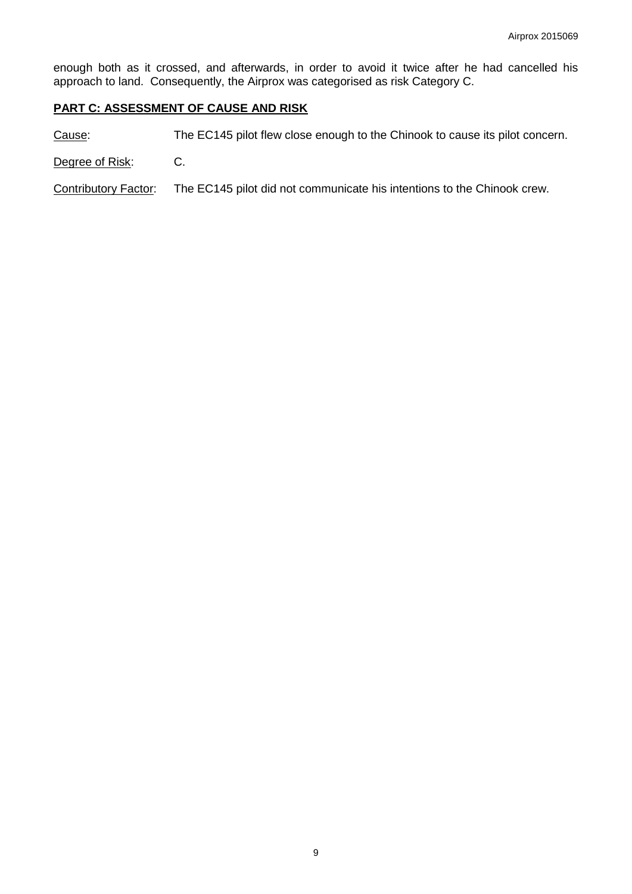enough both as it crossed, and afterwards, in order to avoid it twice after he had cancelled his approach to land. Consequently, the Airprox was categorised as risk Category C.

## PART C: ASSESSMENT OF CAUSE AND RISK

Cause: The EC145 pilot flew close enough to the Chinook to cause its pilot concern.

Degree of Risk: C.

Contributory Factor: The EC145 pilot did not communicate his intentions to the Chinook crew.